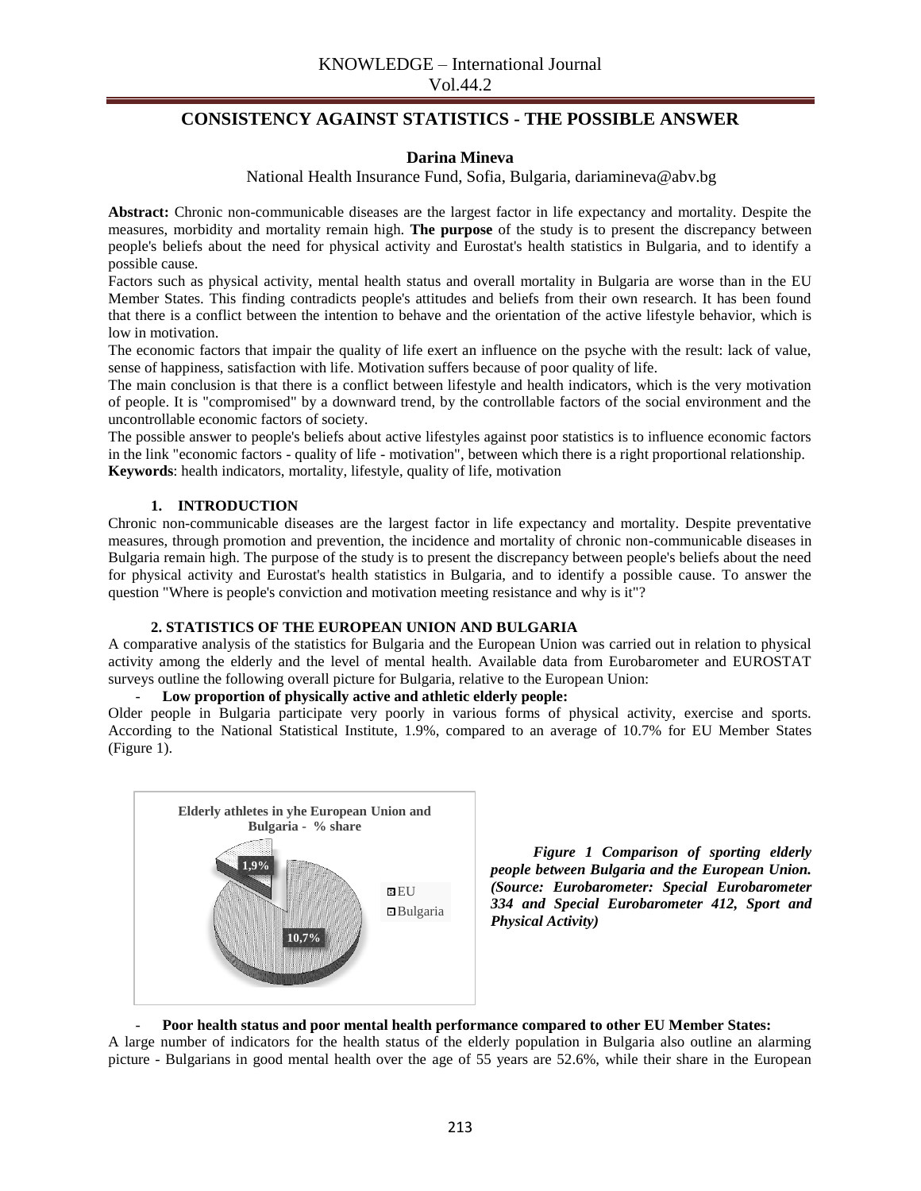# CONSISTENCY AGAINST STATISTICS - THE POSSIBLE ANSWER

**Darina Mineva**

National Health Insurance Fund, Sofia, Bulgaria, dariamineva@abv.bg

**Abstract:** Chronic non-communicable diseases are the largest factor in life expectancy and mortality. Despite the measures, morbidity and mortality remain high. **The purpose** of the study is to present the discrepancy between people's beliefs about the need for physical activity and Eurostat's health statistics in Bulgaria, and to identify a possible cause.

Factors such as physical activity, mental health status and overall mortality in Bulgaria are worse than in the EU Member States. This finding contradicts people's attitudes and beliefs from their own research. It has been found that there is a conflict between the intention to behave and the orientation of the active lifestyle behavior, which is low in motivation.

The economic factors that impair the quality of life exert an influence on the psyche with the result: lack of value, sense of happiness, satisfaction with life. Motivation suffers because of poor quality of life.

The main conclusion is that there is a conflict between lifestyle and health indicators, which is the very motivation of people. It is "compromised" by a downward trend, by the controllable factors of the social environment and the uncontrollable economic factors of society.

The possible answer to people's beliefs about active lifestyles against poor statistics is to influence economic factors in the link "economic factors - quality of life - motivation", between which there is a right proportional relationship.

**Keywords**: health indicators, mortality, lifestyle, quality of life, motivation

## 1. INTRODUCTION

Chronic non-communicable diseases are the largest factor in life expectancy and mortality. Despite preventative measures, through promotion and prevention, the incidence and mortality of chronic non-communicable diseases in Bulgaria remain high. The purpose of the study is to present the discrepancy between people's beliefs about the need for physical activity and Eurostat's health statistics in Bulgaria, and to identify a possible cause. To answer the question "Where is people's conviction and motivation meeting resistance and why is it"?

## 2. STATISTICS OF THE EUROPEAN UNION AND BULGARIA

A comparative analysis of the statistics for Bulgaria and the European Union was carried out in relation to physical activity among the elderly and the level of mental health. Available data from Eurobarometer and EUROSTAT surveys outline the following overall picture for Bulgaria, relative to the European Union:

- **Low proportion of physically active and athletic elderly people:**

Older people in Bulgaria participate very poorly in various forms of physical activity, exercise and sports. According to the National Statistical Institute, 1.9%, compared to an average of 10.7% for EU Member States (Figure 1).

Elderly athletes in yhe European Union and Bulgaria - % share

| | % share |
|---|---|
| EU | 10,7% |
| Bulgaria | 1,9% |

***Figure 1 Comparison of sporting elderly people between Bulgaria and the European Union. (Source: Eurobarometer: Special Eurobarometer 334 and Special Eurobarometer 412, Sport and Physical Activity)***

- **Poor health status and poor mental health performance compared to other EU Member States:**

A large number of indicators for the health status of the elderly population in Bulgaria also outline an alarming picture - Bulgarians in good mental health over the age of 55 years are 52.6%, while their share in the European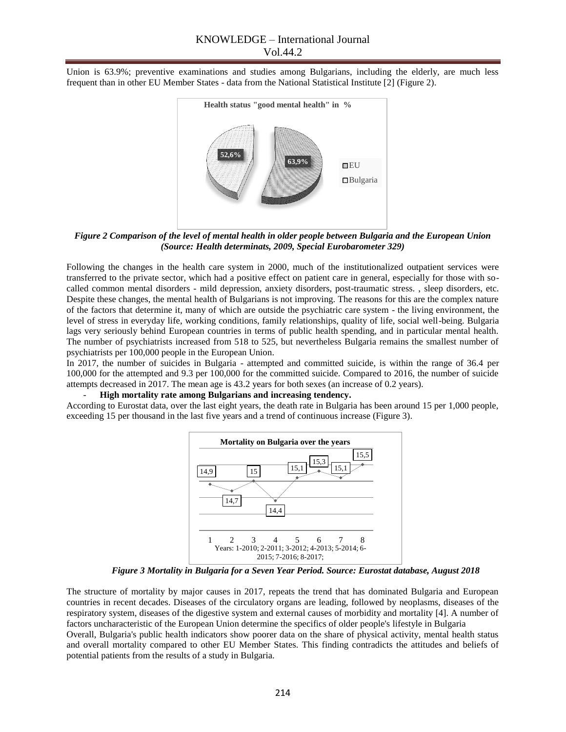Union is 63.9%; preventive examinations and studies among Bulgarians, including the elderly, are much less frequent than in other EU Member States - data from the National Statistical Institute [2] (Figure 2).

*Figure 2 Comparison of the level of mental health in older people between Bulgaria and the European Union (Source: Health determinats, 2009, Special Eurobarometer 329)*

Following the changes in the health care system in 2000, much of the institutionalized outpatient services were transferred to the private sector, which had a positive effect on patient care in general, especially for those with so-called common mental disorders - mild depression, anxiety disorders, post-traumatic stress. , sleep disorders, etc. Despite these changes, the mental health of Bulgarians is not improving. The reasons for this are the complex nature of the factors that determine it, many of which are outside the psychiatric care system - the living environment, the level of stress in everyday life, working conditions, family relationships, quality of life, social well-being. Bulgaria lags very seriously behind European countries in terms of public health spending, and in particular mental health. The number of psychiatrists increased from 518 to 525, but nevertheless Bulgaria remains the smallest number of psychiatrists per 100,000 people in the European Union.

In 2017, the number of suicides in Bulgaria - attempted and committed suicide, is within the range of 36.4 per 100,000 for the attempted and 9.3 per 100,000 for the committed suicide. Compared to 2016, the number of suicide attempts decreased in 2017. The mean age is 43.2 years for both sexes (an increase of 0.2 years).

- **High mortality rate among Bulgarians and increasing tendency.**

According to Eurostat data, over the last eight years, the death rate in Bulgaria has been around 15 per 1,000 people, exceeding 15 per thousand in the last five years and a trend of continuous increase (Figure 3).

*Figure 3 Mortality in Bulgaria for a Seven Year Period. Source: Eurostat database, August 2018*

The structure of mortality by major causes in 2017, repeats the trend that has dominated Bulgaria and European countries in recent decades. Diseases of the circulatory organs are leading, followed by neoplasms, diseases of the respiratory system, diseases of the digestive system and external causes of morbidity and mortality [4]. A number of factors uncharacteristic of the European Union determine the specifics of older people's lifestyle in Bulgaria

Overall, Bulgaria's public health indicators show poorer data on the share of physical activity, mental health status and overall mortality compared to other EU Member States. This finding contradicts the attitudes and beliefs of potential patients from the results of a study in Bulgaria.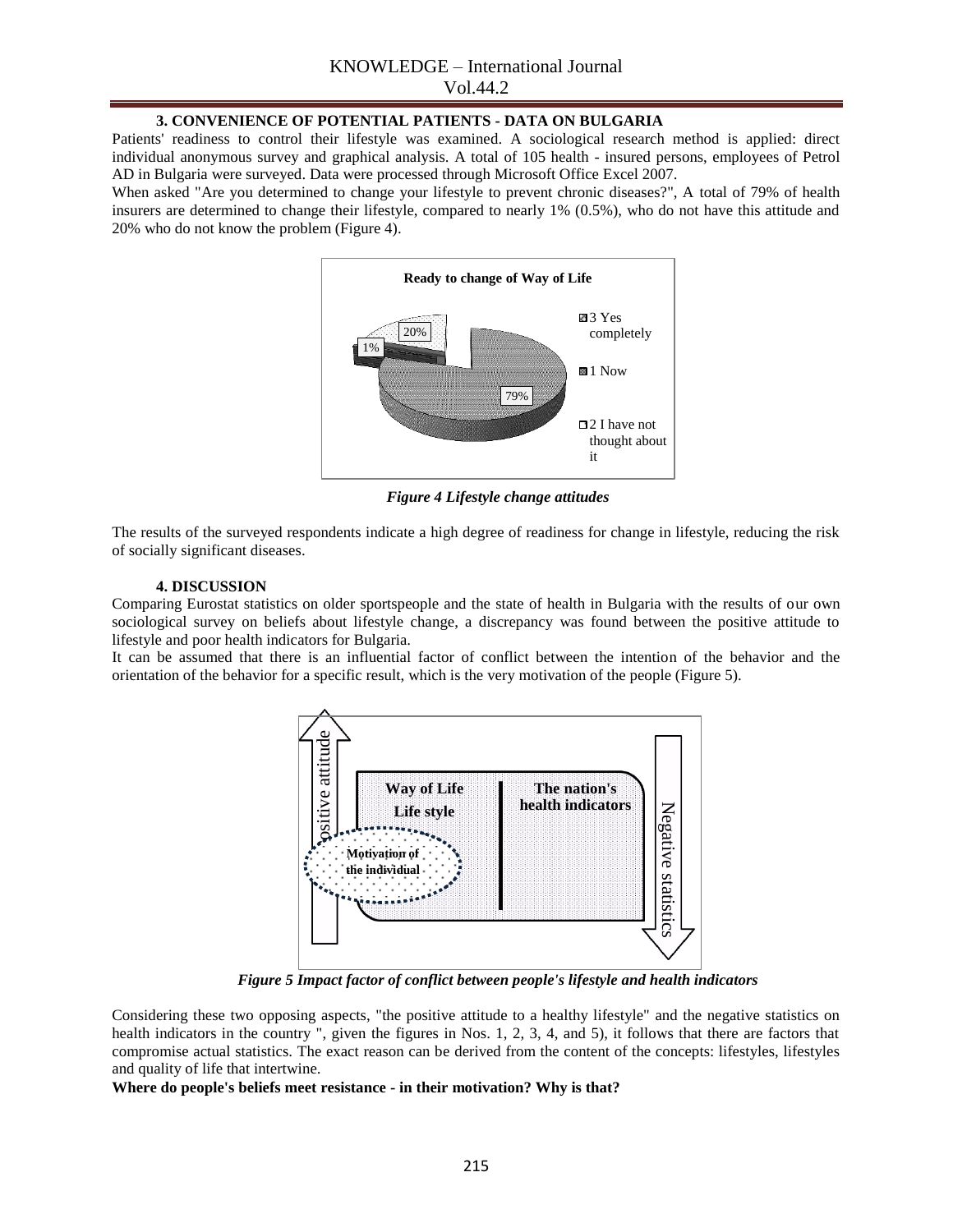### 3. CONVENIENCE OF POTENTIAL PATIENTS - DATA ON BULGARIA

Patients' readiness to control their lifestyle was examined. A sociological research method is applied: direct individual anonymous survey and graphical analysis. A total of 105 health - insured persons, employees of Petrol AD in Bulgaria were surveyed. Data were processed through Microsoft Office Excel 2007.

When asked "Are you determined to change your lifestyle to prevent chronic diseases?", A total of 79% of health insurers are determined to change their lifestyle, compared to nearly 1% (0.5%), who do not have this attitude and 20% who do not know the problem (Figure 4).

*Figure 4 Lifestyle change attitudes*

The results of the surveyed respondents indicate a high degree of readiness for change in lifestyle, reducing the risk of socially significant diseases.

### 4. DISCUSSION

Comparing Eurostat statistics on older sportspeople and the state of health in Bulgaria with the results of our own sociological survey on beliefs about lifestyle change, a discrepancy was found between the positive attitude to lifestyle and poor health indicators for Bulgaria.

It can be assumed that there is an influential factor of conflict between the intention of the behavior and the orientation of the behavior for a specific result, which is the very motivation of the people (Figure 5).

*Figure 5 Impact factor of conflict between people's lifestyle and health indicators*

Considering these two opposing aspects, "the positive attitude to a healthy lifestyle" and the negative statistics on health indicators in the country ", given the figures in Nos. 1, 2, 3, 4, and 5), it follows that there are factors that compromise actual statistics. The exact reason can be derived from the content of the concepts: lifestyles, lifestyles and quality of life that intertwine.

**Where do people's beliefs meet resistance - in their motivation? Why is that?**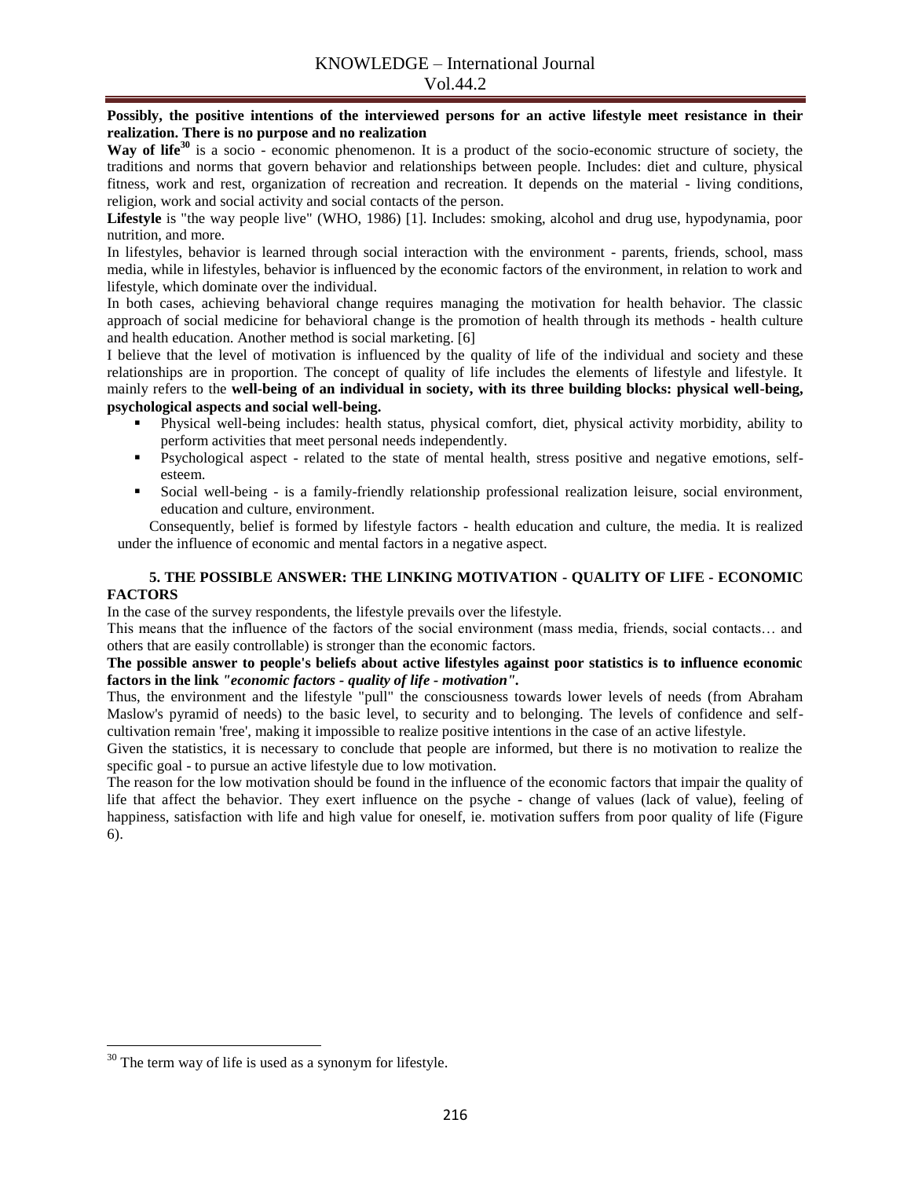**Possibly, the positive intentions of the interviewed persons for an active lifestyle meet resistance in their realization. There is no purpose and no realization**

**Way of life**[30] is a socio - economic phenomenon. It is a product of the socio-economic structure of society, the traditions and norms that govern behavior and relationships between people. Includes: diet and culture, physical fitness, work and rest, organization of recreation and recreation. It depends on the material - living conditions, religion, work and social activity and social contacts of the person.

**Lifestyle** is "the way people live" (WHO, 1986) [1]. Includes: smoking, alcohol and drug use, hypodynamia, poor nutrition, and more.

In lifestyles, behavior is learned through social interaction with the environment - parents, friends, school, mass media, while in lifestyles, behavior is influenced by the economic factors of the environment, in relation to work and lifestyle, which dominate over the individual.

In both cases, achieving behavioral change requires managing the motivation for health behavior. The classic approach of social medicine for behavioral change is the promotion of health through its methods - health culture and health education. Another method is social marketing. [6]

I believe that the level of motivation is influenced by the quality of life of the individual and society and these relationships are in proportion. The concept of quality of life includes the elements of lifestyle and lifestyle. It mainly refers to the **well-being of an individual in society, with its three building blocks: physical well-being, psychological aspects and social well-being.**

- Physical well-being includes: health status, physical comfort, diet, physical activity morbidity, ability to perform activities that meet personal needs independently.
- Psychological aspect - related to the state of mental health, stress positive and negative emotions, self-esteem.
- Social well-being - is a family-friendly relationship professional realization leisure, social environment, education and culture, environment.

Consequently, belief is formed by lifestyle factors - health education and culture, the media. It is realized under the influence of economic and mental factors in a negative aspect.

## 5. THE POSSIBLE ANSWER: THE LINKING MOTIVATION - QUALITY OF LIFE - ECONOMIC FACTORS

In the case of the survey respondents, the lifestyle prevails over the lifestyle.

This means that the influence of the factors of the social environment (mass media, friends, social contacts… and others that are easily controllable) is stronger than the economic factors.

**The possible answer to people's beliefs about active lifestyles against poor statistics is to influence economic factors in the link *"economic factors - quality of life - motivation"*.**

Thus, the environment and the lifestyle "pull" the consciousness towards lower levels of needs (from Abraham Maslow's pyramid of needs) to the basic level, to security and to belonging. The levels of confidence and self-cultivation remain 'free', making it impossible to realize positive intentions in the case of an active lifestyle.

Given the statistics, it is necessary to conclude that people are informed, but there is no motivation to realize the specific goal - to pursue an active lifestyle due to low motivation.

The reason for the low motivation should be found in the influence of the economic factors that impair the quality of life that affect the behavior. They exert influence on the psyche - change of values (lack of value), feeling of happiness, satisfaction with life and high value for oneself, ie. motivation suffers from poor quality of life (Figure 6).

---

[30] The term way of life is used as a synonym for lifestyle.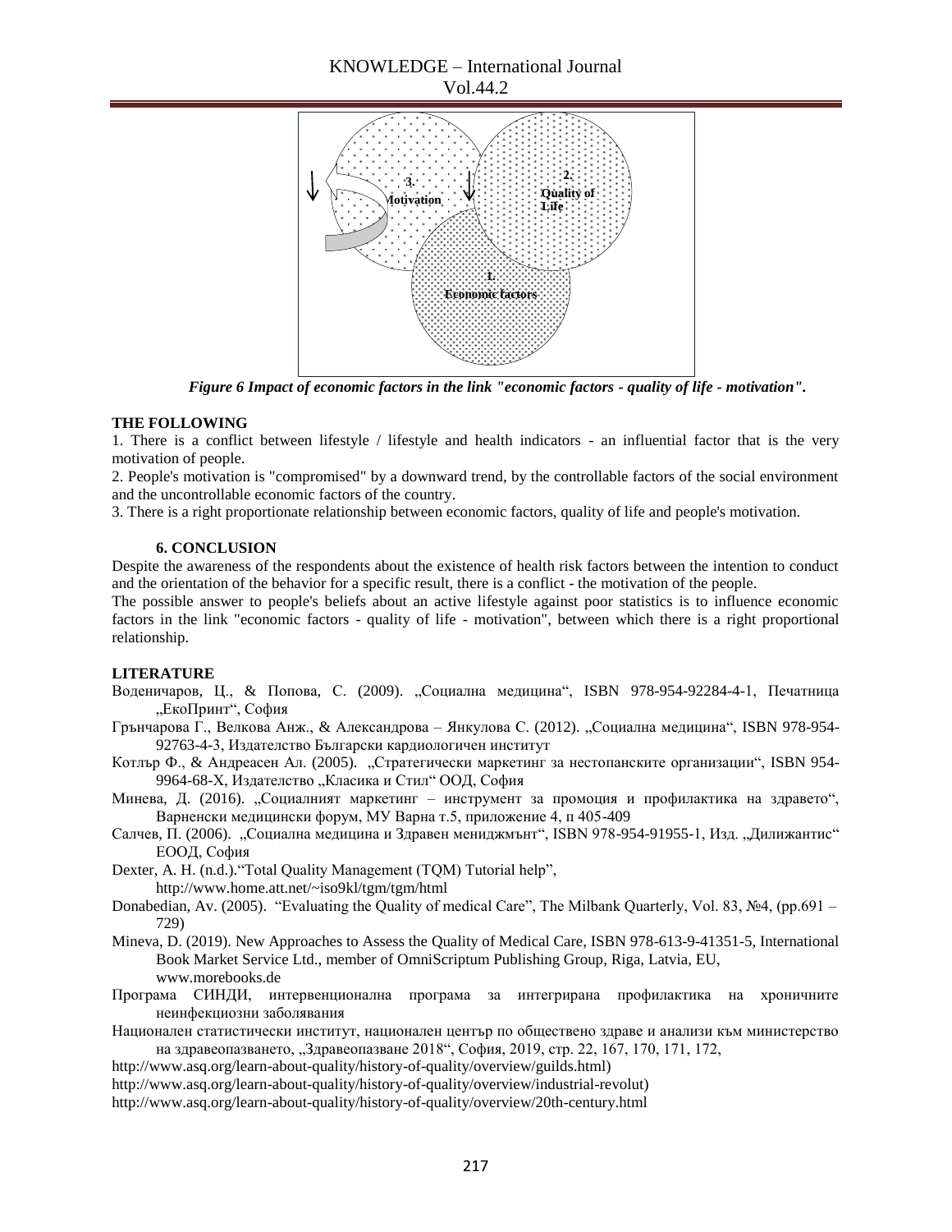*Figure 6 Impact of economic factors in the link "economic factors - quality of life - motivation".*

**THE FOLLOWING**

1. There is a conflict between lifestyle / lifestyle and health indicators - an influential factor that is the very motivation of people.
2. People's motivation is "compromised" by a downward trend, by the controllable factors of the social environment and the uncontrollable economic factors of the country.
3. There is a right proportionate relationship between economic factors, quality of life and people's motivation.

## 6. CONCLUSION

Despite the awareness of the respondents about the existence of health risk factors between the intention to conduct and the orientation of the behavior for a specific result, there is a conflict - the motivation of the people.

The possible answer to people's beliefs about an active lifestyle against poor statistics is to influence economic factors in the link "economic factors - quality of life - motivation", between which there is a right proportional relationship.

## LITERATURE

Воденичаров, Ц., & Попова, С. (2009). „Социална медицина", ISBN 978-954-92284-4-1, Печатница „ЕкоПринт", София

Грънчарова Г., Велкова Анж., & Александрова – Янкулова С. (2012). „Социална медицина", ISBN 978-954-92763-4-3, Издателство Български кардиологичен институт

Котлър Ф., & Андреасен Ал. (2005). „Стратегически маркетинг за нестопанските организации", ISBN 954-9964-68-X, Издателство „Класика и Стил" ООД, София

Минева, Д. (2016). „Социалният маркетинг – инструмент за промоция и профилактика на здравето", Варненски медицински форум, МУ Варна т.5, приложение 4, п 405-409

Салчев, П. (2006). „Социална медицина и Здравен мениджмънт", ISBN 978-954-91955-1, Изд. „Дилижантис" ЕООД, София

Dexter, A. H. (n.d.)."Total Quality Management (TQM) Tutorial help", http://www.home.att.net/~iso9kl/tgm/tgm/html

Donabedian, Av. (2005). "Evaluating the Quality of medical Care", The Milbank Quarterly, Vol. 83, №4, (pp.691 – 729)

Mineva, D. (2019). New Approaches to Assess the Quality of Medical Care, ISBN 978-613-9-41351-5, International Book Market Service Ltd., member of OmniScriptum Publishing Group, Riga, Latvia, EU, www.morebooks.de

Програма СИНДИ, интервенционална програма за интегрирана профилактика на хроничните неинфекциозни заболявания

Национален статистически институт, национален център по обществено здраве и анализи към министерство на здравеопазването, „Здравеопазване 2018", София, 2019, стр. 22, 167, 170, 171, 172,

http://www.asq.org/learn-about-quality/history-of-quality/overview/guilds.html)

http://www.asq.org/learn-about-quality/history-of-quality/overview/industrial-revolut)

http://www.asq.org/learn-about-quality/history-of-quality/overview/20th-century.html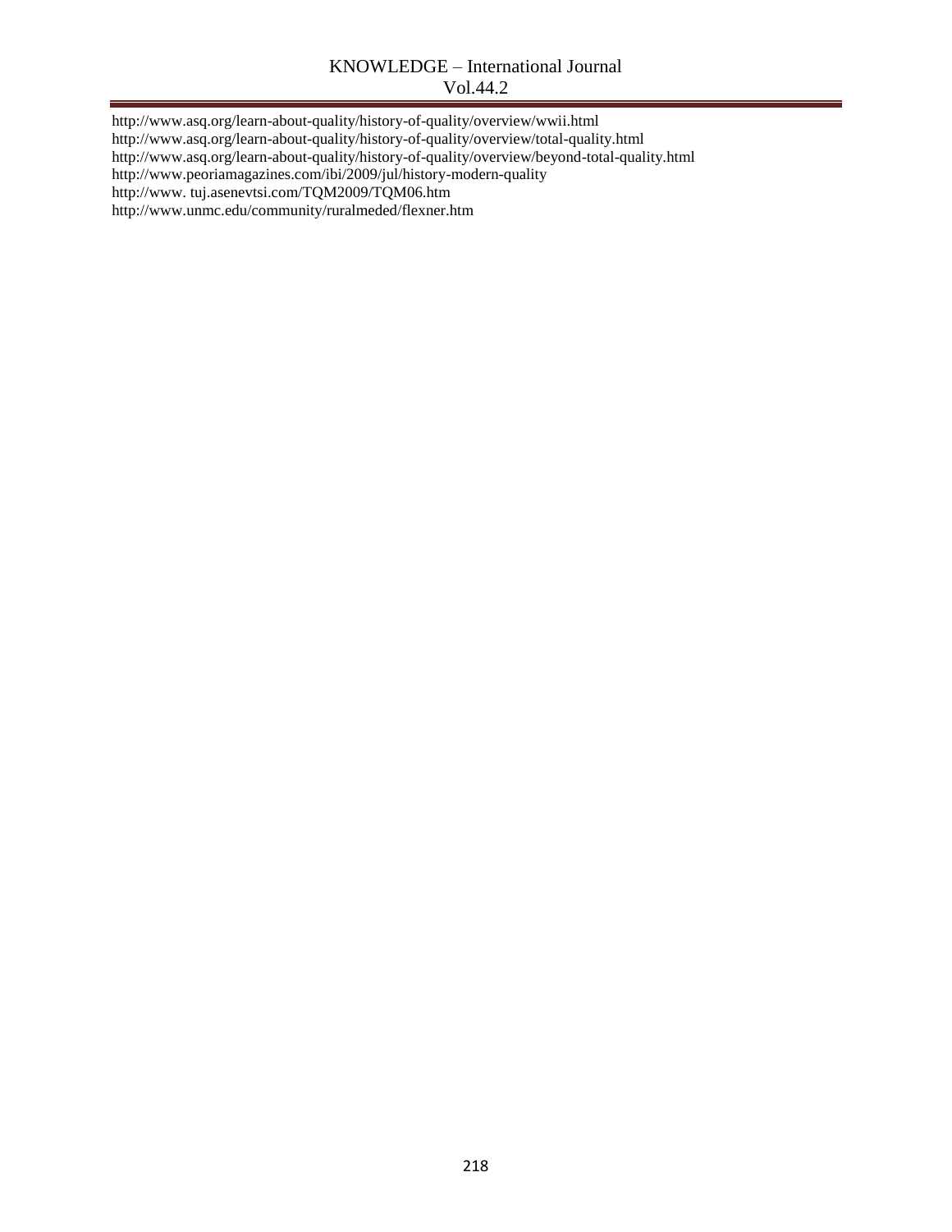http://www.asq.org/learn-about-quality/history-of-quality/overview/wwii.html
http://www.asq.org/learn-about-quality/history-of-quality/overview/total-quality.html
http://www.asq.org/learn-about-quality/history-of-quality/overview/beyond-total-quality.html
http://www.peoriamagazines.com/ibi/2009/jul/history-modern-quality
http://www. tuj.asenevtsi.com/TQM2009/TQM06.htm
http://www.unmc.edu/community/ruralmeded/flexner.htm